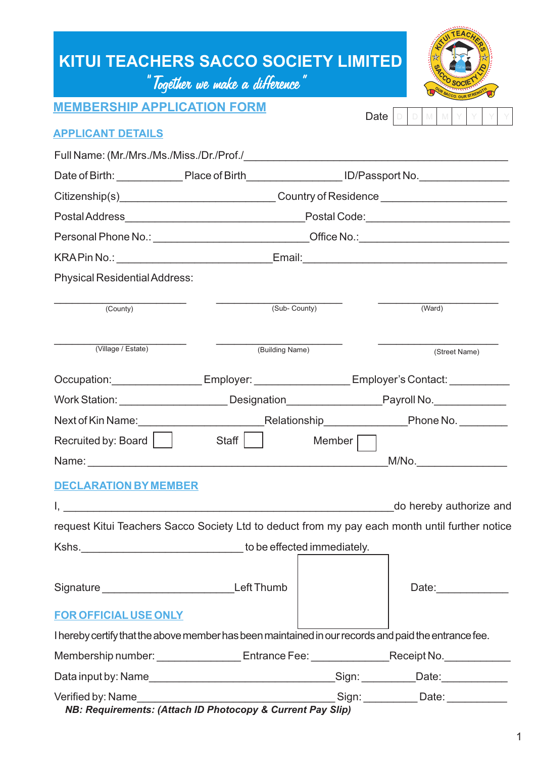# KITUI TEACHERS SACCO SOCIETY LIMITED

*" Together we make a difference "*

## MEMBERSHIP APPLICATION FORM

Date | D | D | M | M | Y | Y | Y | Y |

### APPLICANT DETAILS

Full Name: (Mr./Mrs./Ms./Miss./Dr./Prof./___________________________________________

Date of Birth: ___________ Place of Birth_______________ ID/Passport No.______________

Citizenship(s)_________________________ Country of Residence ____________________

Postal Address_____________________________ Postal Code:_______________________

Personal Phone No.: _________________________ Office No.:_______________________

KRA Pin No.: _________________________ Email:______________________________

Physical Residential Address:

_____________________ (County) _____________________ (Sub- County) _____________________ (Ward)

_____________________ (Village / Estate) _____________________ (Building Name) _____________________ (Street Name)

Occupation:_______________ Employer: _______________ Employer's Contact: __________

Work Station: _________________ Designation_______________ Payroll No.____________

Next of Kin Name:____________________ Relationship_____________ Phone No. ________

Recruited by: Board ☐ Staff ☐ Member ☐

Name: _________________________________________________ M/No._______________

### DECLARATION BY MEMBER

I, ____________________________________________________do hereby authorize and request Kitui Teachers Sacco Society Ltd to deduct from my pay each month until further notice Kshs.__________________________ to be effected immediately.

Signature _____________________ Left Thumb [ ] Date:____________

### FOR OFFICIAL USE ONLY

I hereby certify that the above member has been maintained in our records and paid the entrance fee.

Membership number: ______________ Entrance Fee: _____________ Receipt No.___________

Data input by: Name_________________________________ Sign: _________ Date:___________

Verified by: Name___________________________________ Sign: _________ Date: __________

***NB: Requirements: (Attach ID Photocopy & Current Pay Slip)***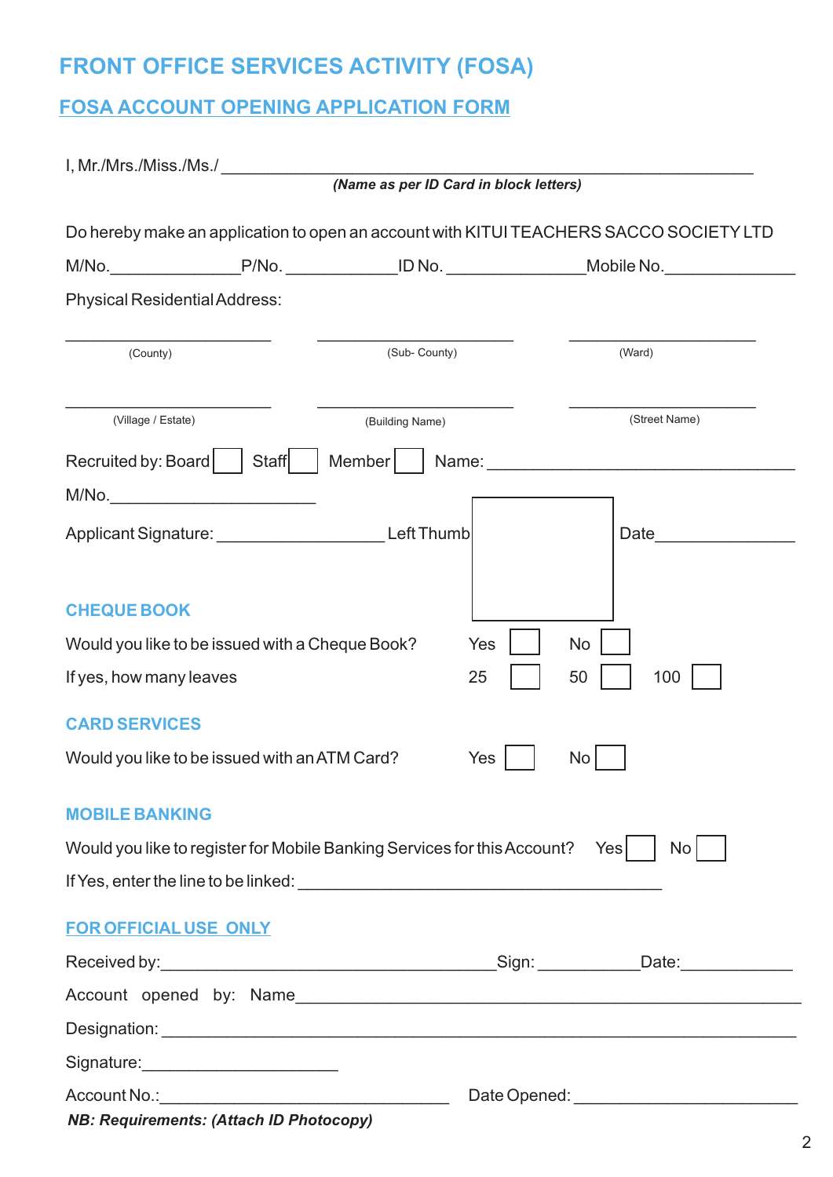# FRONT OFFICE SERVICES ACTIVITY (FOSA)

## FOSA ACCOUNT OPENING APPLICATION FORM

I, Mr./Mrs./Miss./Ms./ ______________________________________________________
*(Name as per ID Card in block letters)*

Do hereby make an application to open an account with KITUI TEACHERS SACCO SOCIETY LTD

M/No.______________ P/No. ____________ ID No. ______________ Mobile No.______________

Physical Residential Address:

______________________ (County) ______________________ (Sub- County) ______________________ (Ward)

______________________ (Village / Estate) ______________________ (Building Name) ______________________ (Street Name)

Recruited by: Board ☐ Staff ☐ Member ☐ Name: ________________________________

M/No.____________________

Applicant Signature: __________________ Left Thumb ☐ Date_______________

### CHEQUE BOOK

Would you like to be issued with a Cheque Book? Yes ☐ No ☐

If yes, how many leaves 25 ☐ 50 ☐ 100 ☐

### CARD SERVICES

Would you like to be issued with an ATM Card? Yes ☐ No ☐

### MOBILE BANKING

Would you like to register for Mobile Banking Services for this Account? Yes ☐ No ☐

If Yes, enter the line to be linked: ________________________________________

### FOR OFFICIAL USE ONLY

Received by:____________________________________ Sign: ___________ Date:____________

Account opened by: Name____________________________________________________________

Designation: ______________________________________________________________________

Signature:____________________

Account No.:______________________________ Date Opened: ________________________

***NB: Requirements: (Attach ID Photocopy)***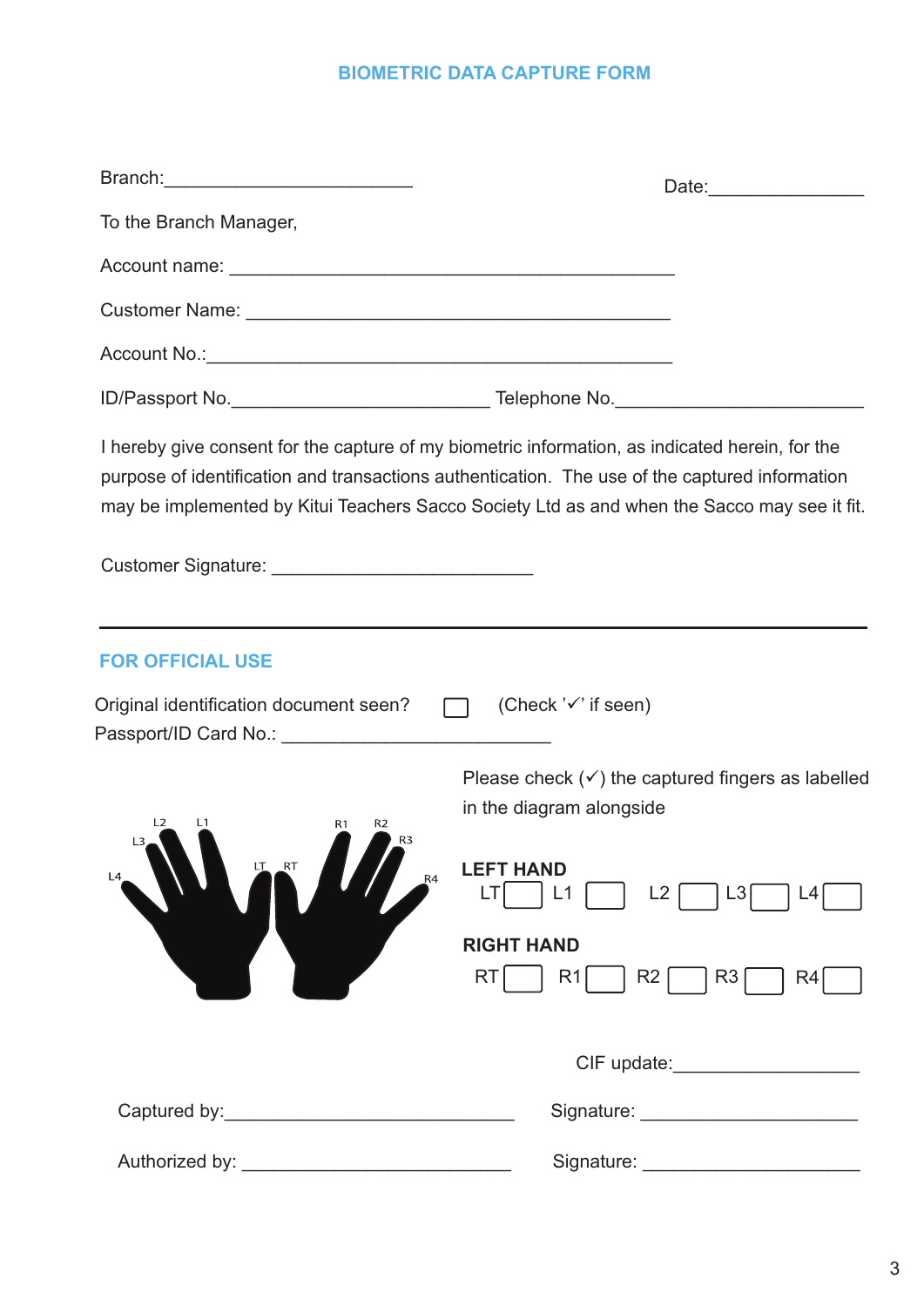## BIOMETRIC DATA CAPTURE FORM

Branch:________________________ Date:_______________

To the Branch Manager,

Account name: ___________________________________________

Customer Name: _________________________________________

Account No.:_____________________________________________

ID/Passport No.________________________ Telephone No.________________________

I hereby give consent for the capture of my biometric information, as indicated herein, for the purpose of identification and transactions authentication. The use of the captured information may be implemented by Kitui Teachers Sacco Society Ltd as and when the Sacco may see it fit.

Customer Signature: _________________________

---

### FOR OFFICIAL USE

Original identification document seen? ☐ (Check '✓' if seen)

Passport/ID Card No.: __________________________

L2 L1 R1 R2

L3 R3

LT RT

L4 R4

Please check (✓) the captured fingers as labelled in the diagram alongside

**LEFT HAND**

LT ☐ L1 ☐ L2 ☐ L3 ☐ L4 ☐

**RIGHT HAND**

RT ☐ R1 ☐ R2 ☐ R3 ☐ R4 ☐

CIF update:__________________

Captured by:____________________________ Signature: _____________________

Authorized by: __________________________ Signature: _____________________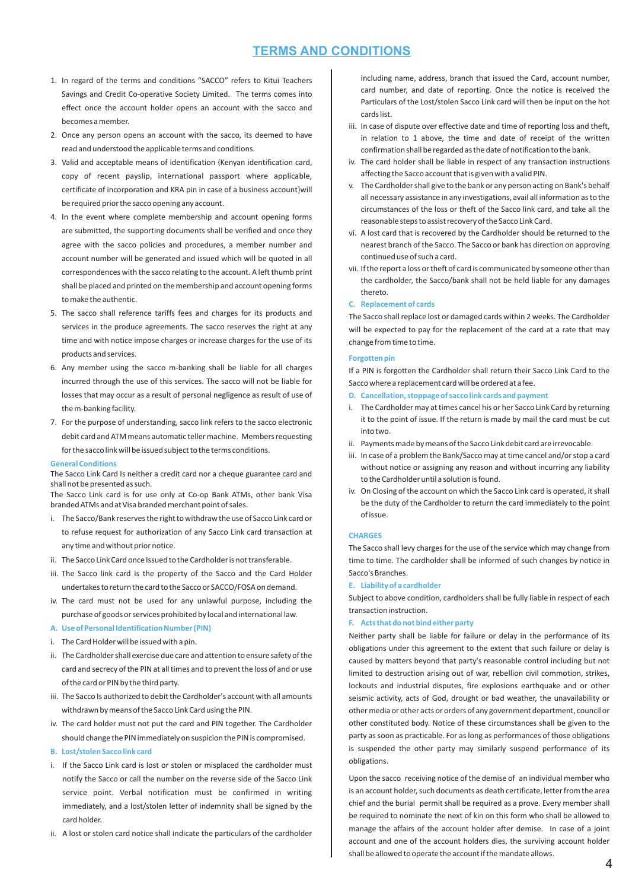# TERMS AND CONDITIONS

1. In regard of the terms and conditions "SACCO" refers to Kitui Teachers Savings and Credit Co-operative Society Limited. The terms comes into effect once the account holder opens an account with the sacco and becomes a member.
2. Once any person opens an account with the sacco, its deemed to have read and understood the applicable terms and conditions.
3. Valid and acceptable means of identification {Kenyan identification card, copy of recent payslip, international passport where applicable, certificate of incorporation and KRA pin in case of a business account}will be required prior the sacco opening any account.
4. In the event where complete membership and account opening forms are submitted, the supporting documents shall be verified and once they agree with the sacco policies and procedures, a member number and account number will be generated and issued which will be quoted in all correspondences with the sacco relating to the account. A left thumb print shall be placed and printed on the membership and account opening forms to make the authentic.
5. The sacco shall reference tariffs fees and charges for its products and services in the produce agreements. The sacco reserves the right at any time and with notice impose charges or increase charges for the use of its products and services.
6. Any member using the sacco m-banking shall be liable for all charges incurred through the use of this services. The sacco will not be liable for losses that may occur as a result of personal negligence as result of use of the m-banking facility.
7. For the purpose of understanding, sacco link refers to the sacco electronic debit card and ATM means automatic teller machine. Members requesting for the sacco link will be issued subject to the terms conditions.

### General Conditions

The Sacco Link Card Is neither a credit card nor a cheque guarantee card and shall not be presented as such.
The Sacco Link card is for use only at Co-op Bank ATMs, other bank Visa branded ATMs and at Visa branded merchant point of sales.

i. The Sacco/Bank reserves the right to withdraw the use of Sacco Link card or to refuse request for authorization of any Sacco Link card transaction at any time and without prior notice.
ii. The Sacco Link Card once Issued to the Cardholder is not transferable.
iii. The Sacco link card is the property of the Sacco and the Card Holder undertakes to return the card to the Sacco or SACCO/FOSA on demand.
iv. The card must not be used for any unlawful purpose, including the purchase of goods or services prohibited by local and international law.

### A. Use of Personal Identification Number (PIN)

i. The Card Holder will be issued with a pin.
ii. The Cardholder shall exercise due care and attention to ensure safety of the card and secrecy of the PIN at all times and to prevent the loss of and or use of the card or PIN by the third party.
iii. The Sacco Is authorized to debit the Cardholder's account with all amounts withdrawn by means of the Sacco Link Card using the PIN.
iv. The card holder must not put the card and PIN together. The Cardholder should change the PIN immediately on suspicion the PIN is compromised.

### B. Lost/stolen Sacco link card

i. If the Sacco Link card is lost or stolen or misplaced the cardholder must notify the Sacco or call the number on the reverse side of the Sacco Link service point. Verbal notification must be confirmed in writing immediately, and a lost/stolen letter of indemnity shall be signed by the card holder.
ii. A lost or stolen card notice shall indicate the particulars of the cardholder including name, address, branch that issued the Card, account number, card number, and date of reporting. Once the notice is received the Particulars of the Lost/stolen Sacco Link card will then be input on the hot cards list.
iii. In case of dispute over effective date and time of reporting loss and theft, in relation to 1 above, the time and date of receipt of the written confirmation shall be regarded as the date of notification to the bank.
iv. The card holder shall be liable in respect of any transaction instructions affecting the Sacco account that is given with a valid PIN.
v. The Cardholder shall give to the bank or any person acting on Bank's behalf all necessary assistance in any investigations, avail all information as to the circumstances of the loss or theft of the Sacco link card, and take all the reasonable steps to assist recovery of the Sacco Link Card.
vi. A lost card that is recovered by the Cardholder should be returned to the nearest branch of the Sacco. The Sacco or bank has direction on approving continued use of such a card.
vii. If the report a loss or theft of card is communicated by someone other than the cardholder, the Sacco/bank shall not be held liable for any damages thereto.

### C. Replacement of cards

The Sacco shall replace lost or damaged cards within 2 weeks. The Cardholder will be expected to pay for the replacement of the card at a rate that may change from time to time.

### Forgotten pin

If a PIN is forgotten the Cardholder shall return their Sacco Link Card to the Sacco where a replacement card will be ordered at a fee.

### D. Cancellation, stoppage of sacco link cards and payment

i. The Cardholder may at times cancel his or her Sacco Link Card by returning it to the point of issue. If the return is made by mail the card must be cut into two.
ii. Payments made by means of the Sacco Link debit card are irrevocable.
iii. In case of a problem the Bank/Sacco may at time cancel and/or stop a card without notice or assigning any reason and without incurring any liability to the Cardholder until a solution is found.
iv. On Closing of the account on which the Sacco Link card is operated, it shall be the duty of the Cardholder to return the card immediately to the point of issue.

### CHARGES

The Sacco shall levy charges for the use of the service which may change from time to time. The cardholder shall be informed of such changes by notice in Sacco's Branches.

### E. Liability of a cardholder

Subject to above condition, cardholders shall be fully liable in respect of each transaction instruction.

### F. Acts that do not bind either party

Neither party shall be liable for failure or delay in the performance of its obligations under this agreement to the extent that such failure or delay is caused by matters beyond that party's reasonable control including but not limited to destruction arising out of war, rebellion civil commotion, strikes, lockouts and industrial disputes, fire explosions earthquake and or other seismic activity, acts of God, drought or bad weather, the unavailability or other media or other acts or orders of any government department, council or other constituted body. Notice of these circumstances shall be given to the party as soon as practicable. For as long as performances of those obligations is suspended the other party may similarly suspend performance of its obligations.

Upon the sacco receiving notice of the demise of an individual member who is an account holder, such documents as death certificate, letter from the area chief and the burial permit shall be required as a prove. Every member shall be required to nominate the next of kin on this form who shall be allowed to manage the affairs of the account holder after demise. In case of a joint account and one of the account holders dies, the surviving account holder shall be allowed to operate the account if the mandate allows.